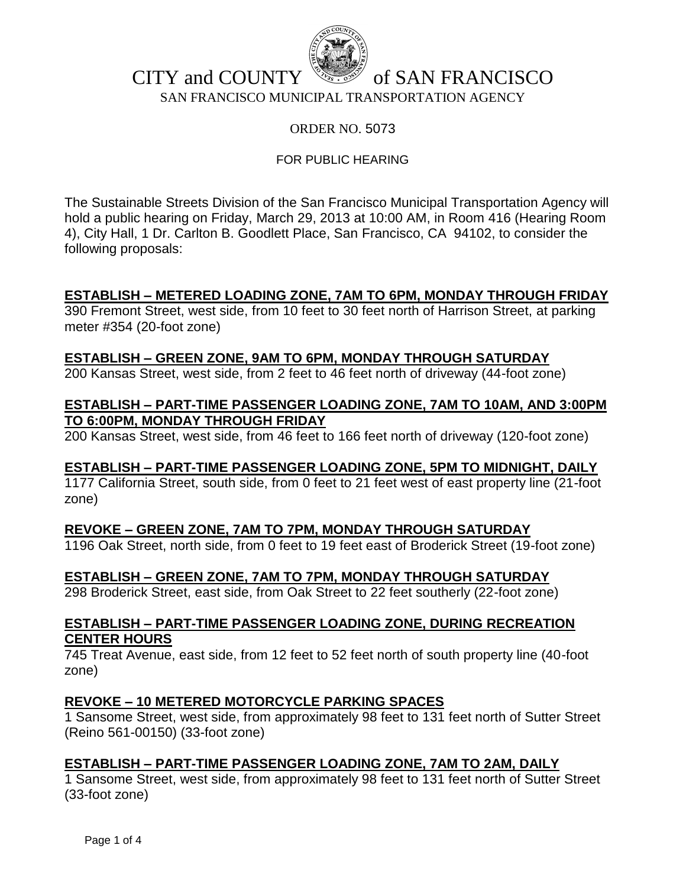# CITY and COUNTY of SAN FRANCISCO

SAN FRANCISCO MUNICIPAL TRANSPORTATION AGENCY

ORDER NO. 5073

FOR PUBLIC HEARING

The Sustainable Streets Division of the San Francisco Municipal Transportation Agency will hold a public hearing on Friday, March 29, 2013 at 10:00 AM, in Room 416 (Hearing Room 4), City Hall, 1 Dr. Carlton B. Goodlett Place, San Francisco, CA 94102, to consider the following proposals:

**ESTABLISH – METERED LOADING ZONE, 7AM TO 6PM, MONDAY THROUGH FRIDAY**
390 Fremont Street, west side, from 10 feet to 30 feet north of Harrison Street, at parking meter #354 (20-foot zone)

**ESTABLISH – GREEN ZONE, 9AM TO 6PM, MONDAY THROUGH SATURDAY**
200 Kansas Street, west side, from 2 feet to 46 feet north of driveway (44-foot zone)

**ESTABLISH – PART-TIME PASSENGER LOADING ZONE, 7AM TO 10AM, AND 3:00PM TO 6:00PM, MONDAY THROUGH FRIDAY**
200 Kansas Street, west side, from 46 feet to 166 feet north of driveway (120-foot zone)

**ESTABLISH – PART-TIME PASSENGER LOADING ZONE, 5PM TO MIDNIGHT, DAILY**
1177 California Street, south side, from 0 feet to 21 feet west of east property line (21-foot zone)

**REVOKE – GREEN ZONE, 7AM TO 7PM, MONDAY THROUGH SATURDAY**
1196 Oak Street, north side, from 0 feet to 19 feet east of Broderick Street (19-foot zone)

**ESTABLISH – GREEN ZONE, 7AM TO 7PM, MONDAY THROUGH SATURDAY**
298 Broderick Street, east side, from Oak Street to 22 feet southerly (22-foot zone)

**ESTABLISH – PART-TIME PASSENGER LOADING ZONE, DURING RECREATION CENTER HOURS**
745 Treat Avenue, east side, from 12 feet to 52 feet north of south property line (40-foot zone)

**REVOKE – 10 METERED MOTORCYCLE PARKING SPACES**
1 Sansome Street, west side, from approximately 98 feet to 131 feet north of Sutter Street (Reino 561-00150) (33-foot zone)

**ESTABLISH – PART-TIME PASSENGER LOADING ZONE, 7AM TO 2AM, DAILY**
1 Sansome Street, west side, from approximately 98 feet to 131 feet north of Sutter Street (33-foot zone)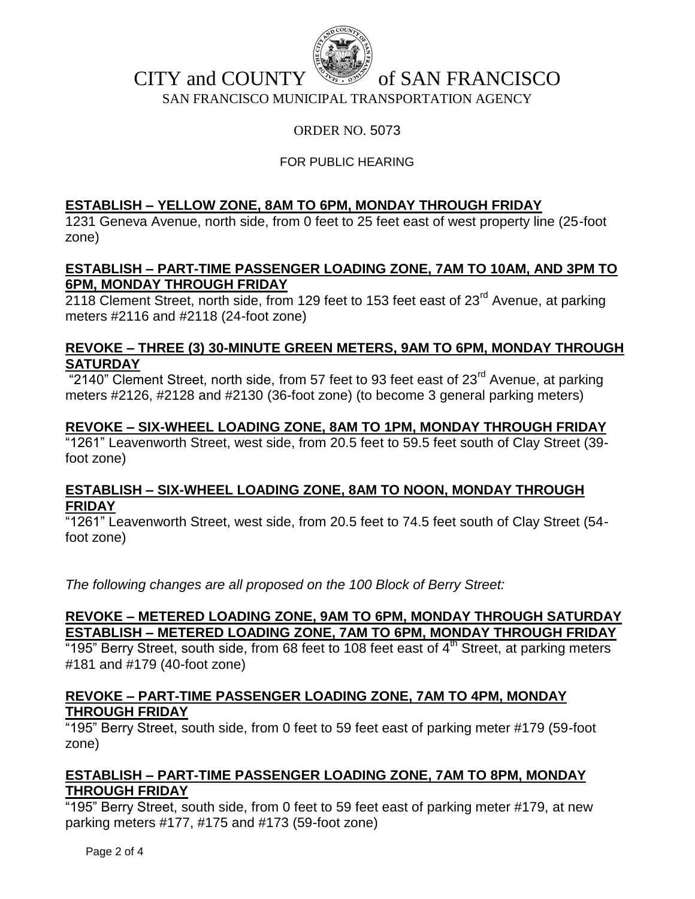CITY and COUNTY of SAN FRANCISCO

SAN FRANCISCO MUNICIPAL TRANSPORTATION AGENCY

ORDER NO. 5073

FOR PUBLIC HEARING

**ESTABLISH – YELLOW ZONE, 8AM TO 6PM, MONDAY THROUGH FRIDAY**

1231 Geneva Avenue, north side, from 0 feet to 25 feet east of west property line (25-foot zone)

**ESTABLISH – PART-TIME PASSENGER LOADING ZONE, 7AM TO 10AM, AND 3PM TO 6PM, MONDAY THROUGH FRIDAY**

2118 Clement Street, north side, from 129 feet to 153 feet east of 23rd Avenue, at parking meters #2116 and #2118 (24-foot zone)

**REVOKE – THREE (3) 30-MINUTE GREEN METERS, 9AM TO 6PM, MONDAY THROUGH SATURDAY**

"2140" Clement Street, north side, from 57 feet to 93 feet east of 23rd Avenue, at parking meters #2126, #2128 and #2130 (36-foot zone) (to become 3 general parking meters)

**REVOKE – SIX-WHEEL LOADING ZONE, 8AM TO 1PM, MONDAY THROUGH FRIDAY**

"1261" Leavenworth Street, west side, from 20.5 feet to 59.5 feet south of Clay Street (39-foot zone)

**ESTABLISH – SIX-WHEEL LOADING ZONE, 8AM TO NOON, MONDAY THROUGH FRIDAY**

"1261" Leavenworth Street, west side, from 20.5 feet to 74.5 feet south of Clay Street (54-foot zone)

*The following changes are all proposed on the 100 Block of Berry Street:*

**REVOKE – METERED LOADING ZONE, 9AM TO 6PM, MONDAY THROUGH SATURDAY**
**ESTABLISH – METERED LOADING ZONE, 7AM TO 6PM, MONDAY THROUGH FRIDAY**

"195" Berry Street, south side, from 68 feet to 108 feet east of 4th Street, at parking meters #181 and #179 (40-foot zone)

**REVOKE – PART-TIME PASSENGER LOADING ZONE, 7AM TO 4PM, MONDAY THROUGH FRIDAY**

"195" Berry Street, south side, from 0 feet to 59 feet east of parking meter #179 (59-foot zone)

**ESTABLISH – PART-TIME PASSENGER LOADING ZONE, 7AM TO 8PM, MONDAY THROUGH FRIDAY**

"195" Berry Street, south side, from 0 feet to 59 feet east of parking meter #179, at new parking meters #177, #175 and #173 (59-foot zone)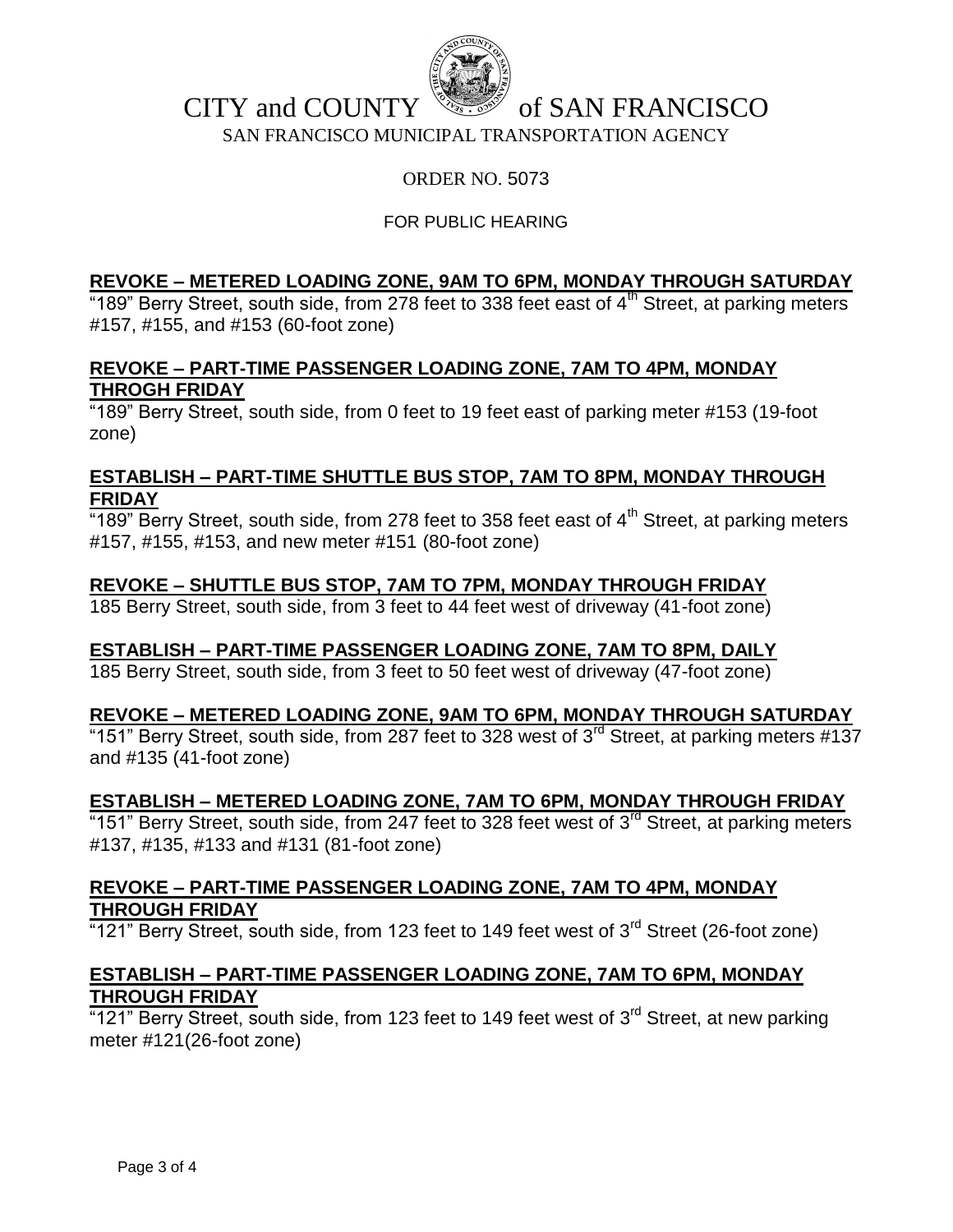CITY and COUNTY of SAN FRANCISCO

SAN FRANCISCO MUNICIPAL TRANSPORTATION AGENCY

ORDER NO. 5073

FOR PUBLIC HEARING

**REVOKE – METERED LOADING ZONE, 9AM TO 6PM, MONDAY THROUGH SATURDAY**

"189" Berry Street, south side, from 278 feet to 338 feet east of 4th Street, at parking meters #157, #155, and #153 (60-foot zone)

**REVOKE – PART-TIME PASSENGER LOADING ZONE, 7AM TO 4PM, MONDAY THROGH FRIDAY**

"189" Berry Street, south side, from 0 feet to 19 feet east of parking meter #153 (19-foot zone)

**ESTABLISH – PART-TIME SHUTTLE BUS STOP, 7AM TO 8PM, MONDAY THROUGH FRIDAY**

"189" Berry Street, south side, from 278 feet to 358 feet east of 4th Street, at parking meters #157, #155, #153, and new meter #151 (80-foot zone)

**REVOKE – SHUTTLE BUS STOP, 7AM TO 7PM, MONDAY THROUGH FRIDAY**

185 Berry Street, south side, from 3 feet to 44 feet west of driveway (41-foot zone)

**ESTABLISH – PART-TIME PASSENGER LOADING ZONE, 7AM TO 8PM, DAILY**

185 Berry Street, south side, from 3 feet to 50 feet west of driveway (47-foot zone)

**REVOKE – METERED LOADING ZONE, 9AM TO 6PM, MONDAY THROUGH SATURDAY**

"151" Berry Street, south side, from 287 feet to 328 west of 3rd Street, at parking meters #137 and #135 (41-foot zone)

**ESTABLISH – METERED LOADING ZONE, 7AM TO 6PM, MONDAY THROUGH FRIDAY**

"151" Berry Street, south side, from 247 feet to 328 feet west of 3rd Street, at parking meters #137, #135, #133 and #131 (81-foot zone)

**REVOKE – PART-TIME PASSENGER LOADING ZONE, 7AM TO 4PM, MONDAY THROUGH FRIDAY**

"121" Berry Street, south side, from 123 feet to 149 feet west of 3rd Street (26-foot zone)

**ESTABLISH – PART-TIME PASSENGER LOADING ZONE, 7AM TO 6PM, MONDAY THROUGH FRIDAY**

"121" Berry Street, south side, from 123 feet to 149 feet west of 3rd Street, at new parking meter #121(26-foot zone)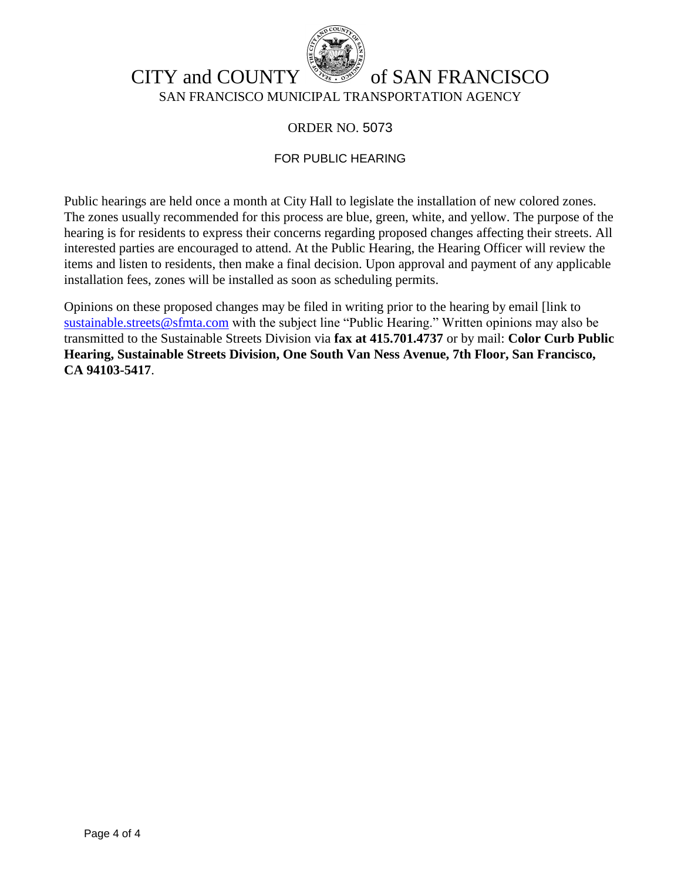# CITY and COUNTY of SAN FRANCISCO

## SAN FRANCISCO MUNICIPAL TRANSPORTATION AGENCY

### ORDER NO. 5073

### FOR PUBLIC HEARING

Public hearings are held once a month at City Hall to legislate the installation of new colored zones. The zones usually recommended for this process are blue, green, white, and yellow. The purpose of the hearing is for residents to express their concerns regarding proposed changes affecting their streets. All interested parties are encouraged to attend. At the Public Hearing, the Hearing Officer will review the items and listen to residents, then make a final decision. Upon approval and payment of any applicable installation fees, zones will be installed as soon as scheduling permits.

Opinions on these proposed changes may be filed in writing prior to the hearing by email [link to sustainable.streets@sfmta.com with the subject line "Public Hearing." Written opinions may also be transmitted to the Sustainable Streets Division via **fax at 415.701.4737** or by mail: **Color Curb Public Hearing, Sustainable Streets Division, One South Van Ness Avenue, 7th Floor, San Francisco, CA 94103-5417**.